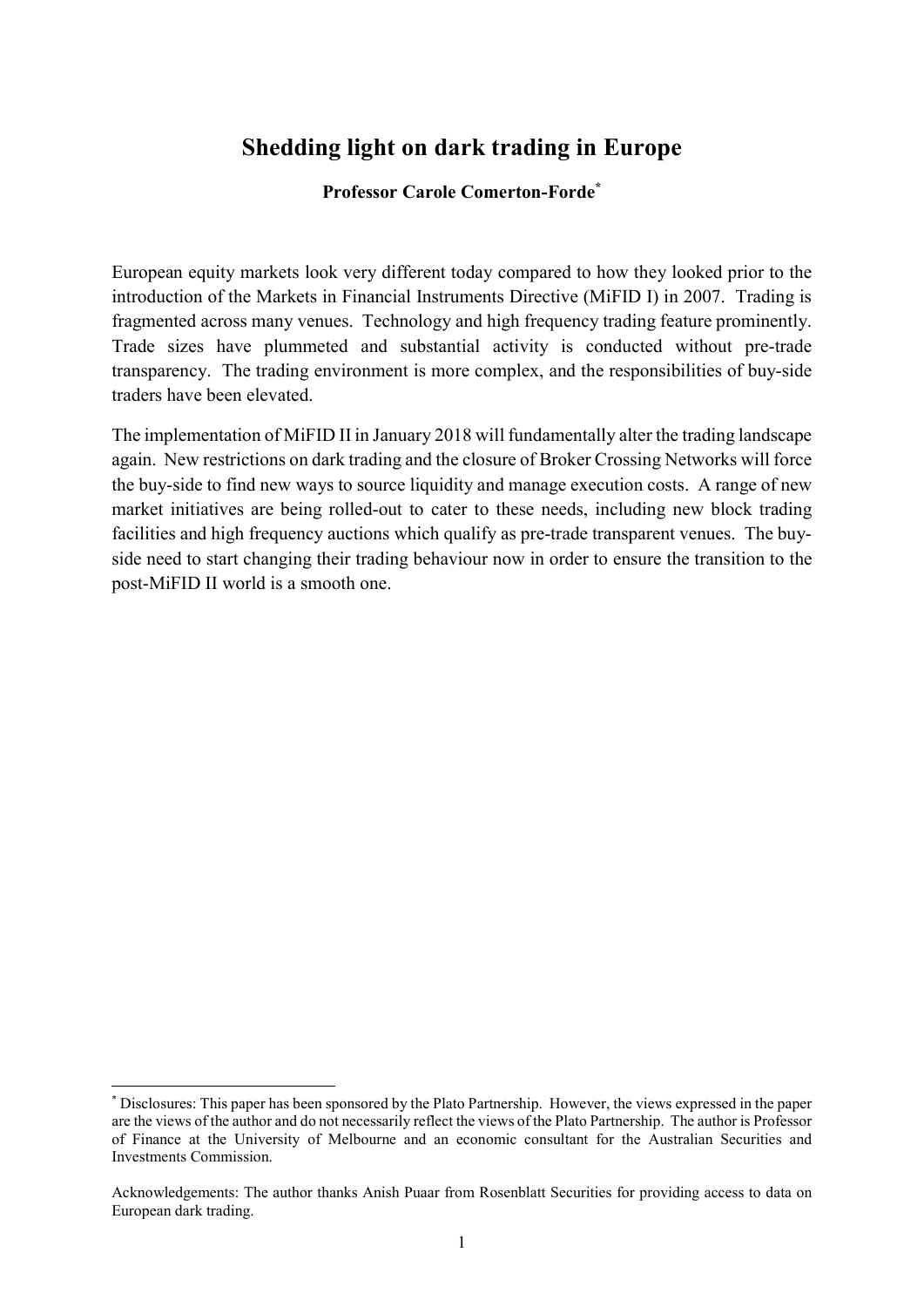# Shedding light on dark trading in Europe

**Professor Carole Comerton-Forde**[*]

European equity markets look very different today compared to how they looked prior to the introduction of the Markets in Financial Instruments Directive (MiFID I) in 2007. Trading is fragmented across many venues. Technology and high frequency trading feature prominently. Trade sizes have plummeted and substantial activity is conducted without pre-trade transparency. The trading environment is more complex, and the responsibilities of buy-side traders have been elevated.

The implementation of MiFID II in January 2018 will fundamentally alter the trading landscape again. New restrictions on dark trading and the closure of Broker Crossing Networks will force the buy-side to find new ways to source liquidity and manage execution costs. A range of new market initiatives are being rolled-out to cater to these needs, including new block trading facilities and high frequency auctions which qualify as pre-trade transparent venues. The buy-side need to start changing their trading behaviour now in order to ensure the transition to the post-MiFID II world is a smooth one.

---

[*] Disclosures: This paper has been sponsored by the Plato Partnership. However, the views expressed in the paper are the views of the author and do not necessarily reflect the views of the Plato Partnership. The author is Professor of Finance at the University of Melbourne and an economic consultant for the Australian Securities and Investments Commission.

Acknowledgements: The author thanks Anish Puaar from Rosenblatt Securities for providing access to data on European dark trading.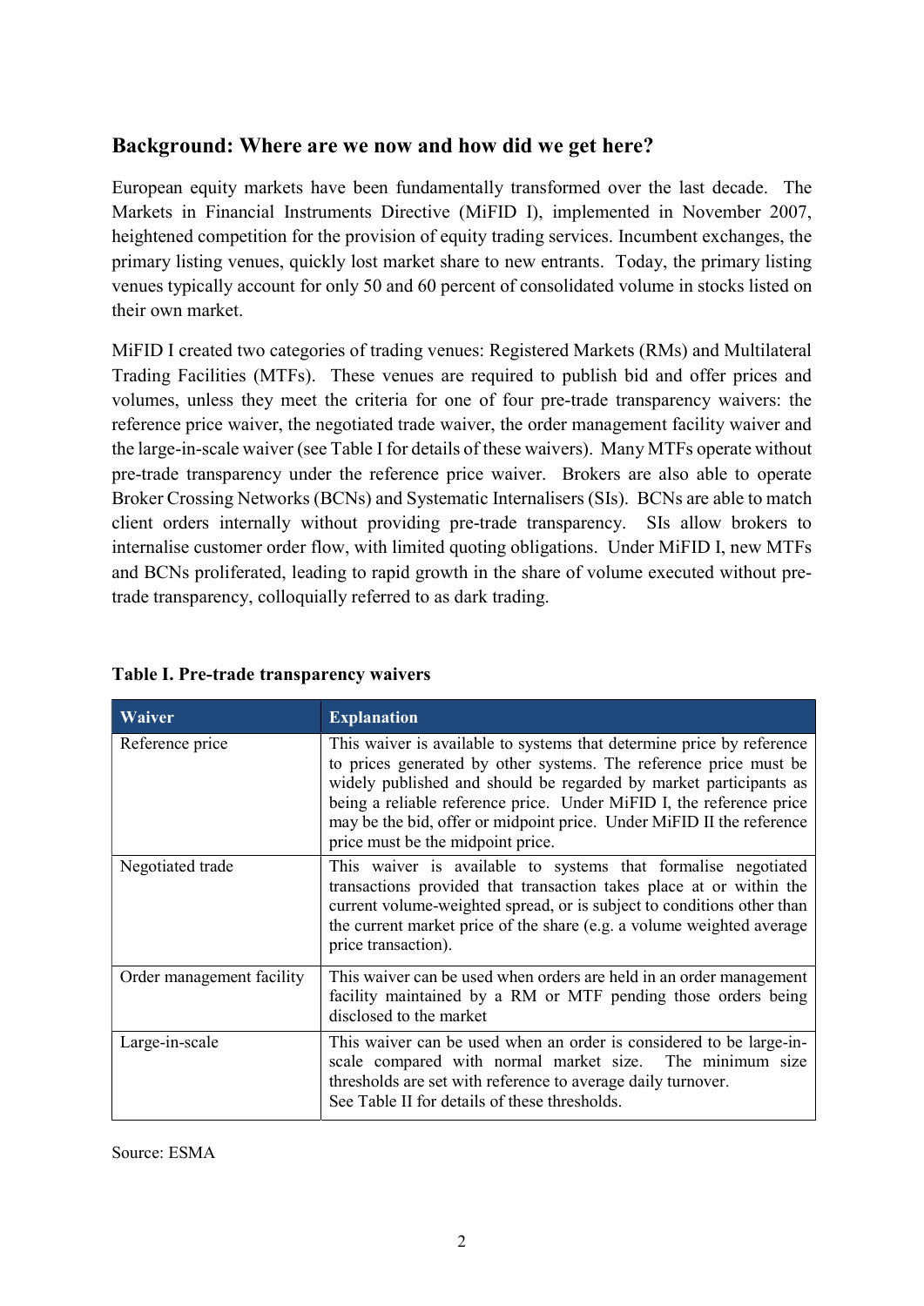## Background: Where are we now and how did we get here?

European equity markets have been fundamentally transformed over the last decade. The Markets in Financial Instruments Directive (MiFID I), implemented in November 2007, heightened competition for the provision of equity trading services. Incumbent exchanges, the primary listing venues, quickly lost market share to new entrants. Today, the primary listing venues typically account for only 50 and 60 percent of consolidated volume in stocks listed on their own market.

MiFID I created two categories of trading venues: Registered Markets (RMs) and Multilateral Trading Facilities (MTFs). These venues are required to publish bid and offer prices and volumes, unless they meet the criteria for one of four pre-trade transparency waivers: the reference price waiver, the negotiated trade waiver, the order management facility waiver and the large-in-scale waiver (see Table I for details of these waivers). Many MTFs operate without pre-trade transparency under the reference price waiver. Brokers are also able to operate Broker Crossing Networks (BCNs) and Systematic Internalisers (SIs). BCNs are able to match client orders internally without providing pre-trade transparency. SIs allow brokers to internalise customer order flow, with limited quoting obligations. Under MiFID I, new MTFs and BCNs proliferated, leading to rapid growth in the share of volume executed without pre-trade transparency, colloquially referred to as dark trading.

**Table I. Pre-trade transparency waivers**

| Waiver | Explanation |
|---|---|
| Reference price | This waiver is available to systems that determine price by reference to prices generated by other systems. The reference price must be widely published and should be regarded by market participants as being a reliable reference price. Under MiFID I, the reference price may be the bid, offer or midpoint price. Under MiFID II the reference price must be the midpoint price. |
| Negotiated trade | This waiver is available to systems that formalise negotiated transactions provided that transaction takes place at or within the current volume-weighted spread, or is subject to conditions other than the current market price of the share (e.g. a volume weighted average price transaction). |
| Order management facility | This waiver can be used when orders are held in an order management facility maintained by a RM or MTF pending those orders being disclosed to the market |
| Large-in-scale | This waiver can be used when an order is considered to be large-in-scale compared with normal market size. The minimum size thresholds are set with reference to average daily turnover. See Table II for details of these thresholds. |

Source: ESMA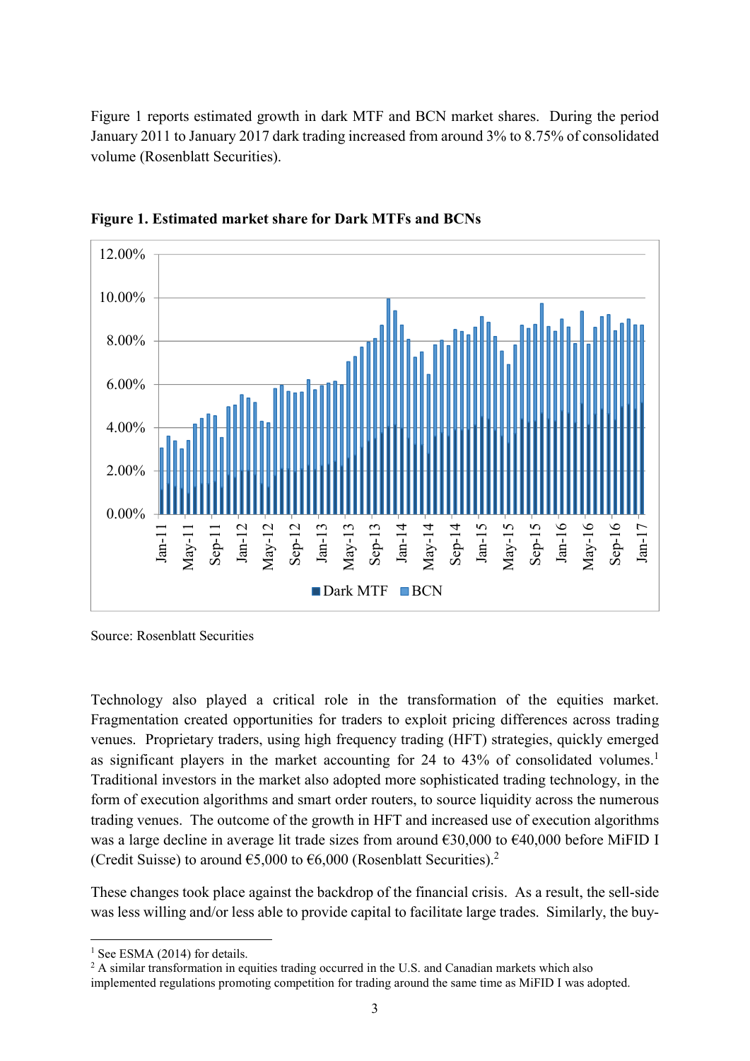Figure 1 reports estimated growth in dark MTF and BCN market shares. During the period January 2011 to January 2017 dark trading increased from around 3% to 8.75% of consolidated volume (Rosenblatt Securities).

**Figure 1. Estimated market share for Dark MTFs and BCNs**

Source: Rosenblatt Securities

Technology also played a critical role in the transformation of the equities market. Fragmentation created opportunities for traders to exploit pricing differences across trading venues. Proprietary traders, using high frequency trading (HFT) strategies, quickly emerged as significant players in the market accounting for 24 to 43% of consolidated volumes.[1] Traditional investors in the market also adopted more sophisticated trading technology, in the form of execution algorithms and smart order routers, to source liquidity across the numerous trading venues. The outcome of the growth in HFT and increased use of execution algorithms was a large decline in average lit trade sizes from around €30,000 to €40,000 before MiFID I (Credit Suisse) to around €5,000 to €6,000 (Rosenblatt Securities).[2]

These changes took place against the backdrop of the financial crisis. As a result, the sell-side was less willing and/or less able to provide capital to facilitate large trades. Similarly, the buy-

[1] See ESMA (2014) for details.

[2] A similar transformation in equities trading occurred in the U.S. and Canadian markets which also implemented regulations promoting competition for trading around the same time as MiFID I was adopted.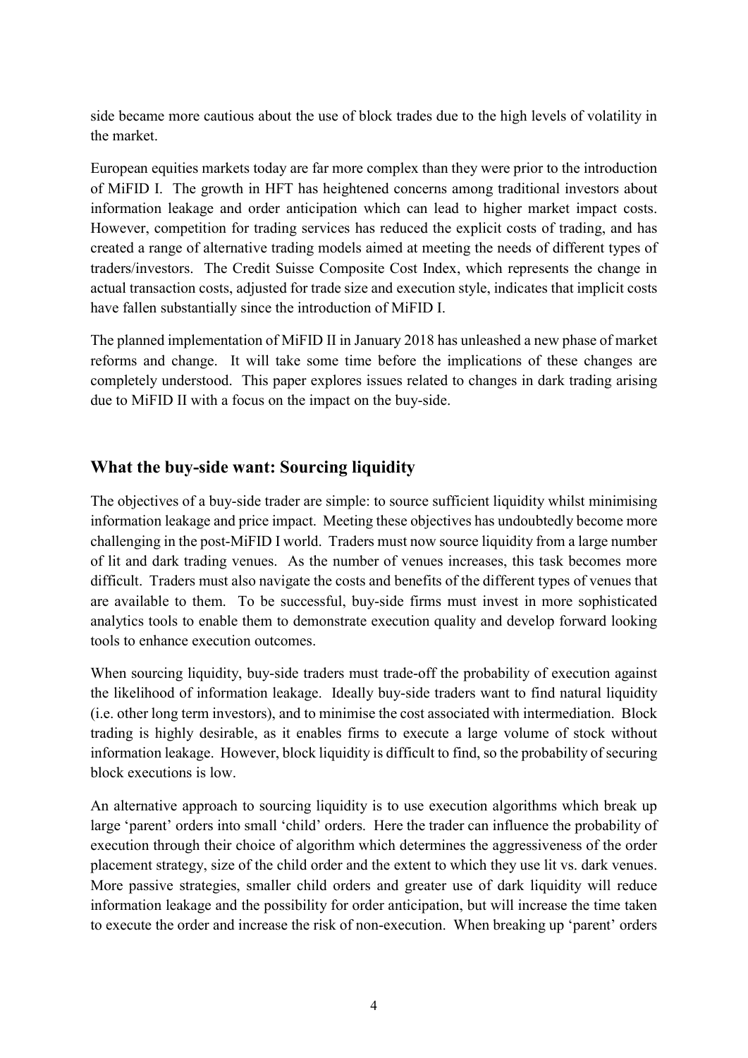side became more cautious about the use of block trades due to the high levels of volatility in the market.

European equities markets today are far more complex than they were prior to the introduction of MiFID I. The growth in HFT has heightened concerns among traditional investors about information leakage and order anticipation which can lead to higher market impact costs. However, competition for trading services has reduced the explicit costs of trading, and has created a range of alternative trading models aimed at meeting the needs of different types of traders/investors. The Credit Suisse Composite Cost Index, which represents the change in actual transaction costs, adjusted for trade size and execution style, indicates that implicit costs have fallen substantially since the introduction of MiFID I.

The planned implementation of MiFID II in January 2018 has unleashed a new phase of market reforms and change. It will take some time before the implications of these changes are completely understood. This paper explores issues related to changes in dark trading arising due to MiFID II with a focus on the impact on the buy-side.

## What the buy-side want: Sourcing liquidity

The objectives of a buy-side trader are simple: to source sufficient liquidity whilst minimising information leakage and price impact. Meeting these objectives has undoubtedly become more challenging in the post-MiFID I world. Traders must now source liquidity from a large number of lit and dark trading venues. As the number of venues increases, this task becomes more difficult. Traders must also navigate the costs and benefits of the different types of venues that are available to them. To be successful, buy-side firms must invest in more sophisticated analytics tools to enable them to demonstrate execution quality and develop forward looking tools to enhance execution outcomes.

When sourcing liquidity, buy-side traders must trade-off the probability of execution against the likelihood of information leakage. Ideally buy-side traders want to find natural liquidity (i.e. other long term investors), and to minimise the cost associated with intermediation. Block trading is highly desirable, as it enables firms to execute a large volume of stock without information leakage. However, block liquidity is difficult to find, so the probability of securing block executions is low.

An alternative approach to sourcing liquidity is to use execution algorithms which break up large 'parent' orders into small 'child' orders. Here the trader can influence the probability of execution through their choice of algorithm which determines the aggressiveness of the order placement strategy, size of the child order and the extent to which they use lit vs. dark venues. More passive strategies, smaller child orders and greater use of dark liquidity will reduce information leakage and the possibility for order anticipation, but will increase the time taken to execute the order and increase the risk of non-execution. When breaking up 'parent' orders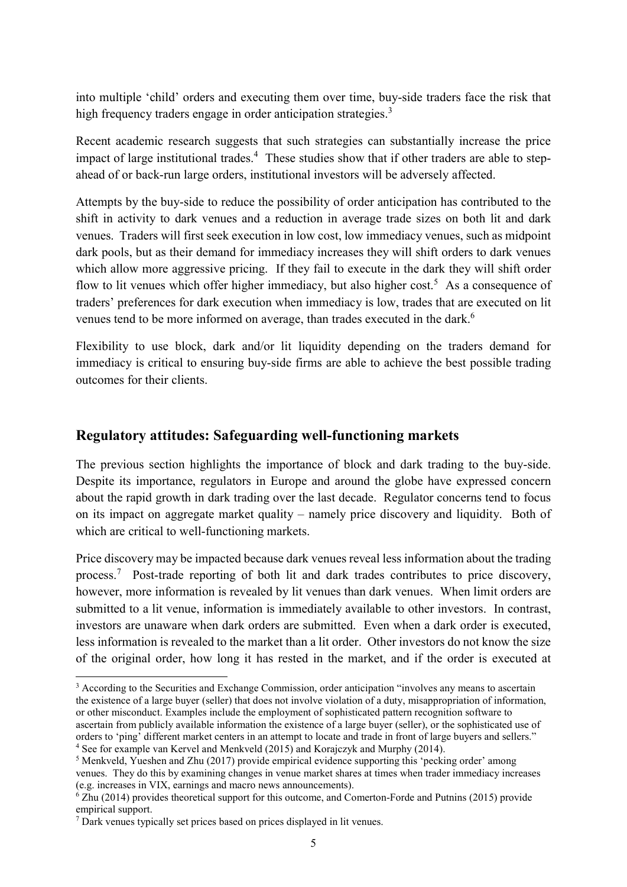into multiple 'child' orders and executing them over time, buy-side traders face the risk that high frequency traders engage in order anticipation strategies.[3]

Recent academic research suggests that such strategies can substantially increase the price impact of large institutional trades.[4] These studies show that if other traders are able to step-ahead of or back-run large orders, institutional investors will be adversely affected.

Attempts by the buy-side to reduce the possibility of order anticipation has contributed to the shift in activity to dark venues and a reduction in average trade sizes on both lit and dark venues. Traders will first seek execution in low cost, low immediacy venues, such as midpoint dark pools, but as their demand for immediacy increases they will shift orders to dark venues which allow more aggressive pricing. If they fail to execute in the dark they will shift order flow to lit venues which offer higher immediacy, but also higher cost.[5] As a consequence of traders' preferences for dark execution when immediacy is low, trades that are executed on lit venues tend to be more informed on average, than trades executed in the dark.[6]

Flexibility to use block, dark and/or lit liquidity depending on the traders demand for immediacy is critical to ensuring buy-side firms are able to achieve the best possible trading outcomes for their clients.

## Regulatory attitudes: Safeguarding well-functioning markets

The previous section highlights the importance of block and dark trading to the buy-side. Despite its importance, regulators in Europe and around the globe have expressed concern about the rapid growth in dark trading over the last decade. Regulator concerns tend to focus on its impact on aggregate market quality – namely price discovery and liquidity. Both of which are critical to well-functioning markets.

Price discovery may be impacted because dark venues reveal less information about the trading process.[7] Post-trade reporting of both lit and dark trades contributes to price discovery, however, more information is revealed by lit venues than dark venues. When limit orders are submitted to a lit venue, information is immediately available to other investors. In contrast, investors are unaware when dark orders are submitted. Even when a dark order is executed, less information is revealed to the market than a lit order. Other investors do not know the size of the original order, how long it has rested in the market, and if the order is executed at

---

[3] According to the Securities and Exchange Commission, order anticipation "involves any means to ascertain the existence of a large buyer (seller) that does not involve violation of a duty, misappropriation of information, or other misconduct. Examples include the employment of sophisticated pattern recognition software to ascertain from publicly available information the existence of a large buyer (seller), or the sophisticated use of orders to 'ping' different market centers in an attempt to locate and trade in front of large buyers and sellers."

[4] See for example van Kervel and Menkveld (2015) and Korajczyk and Murphy (2014).

[5] Menkveld, Yueshen and Zhu (2017) provide empirical evidence supporting this 'pecking order' among venues. They do this by examining changes in venue market shares at times when trader immediacy increases (e.g. increases in VIX, earnings and macro news announcements).

[6] Zhu (2014) provides theoretical support for this outcome, and Comerton-Forde and Putnins (2015) provide empirical support.

[7] Dark venues typically set prices based on prices displayed in lit venues.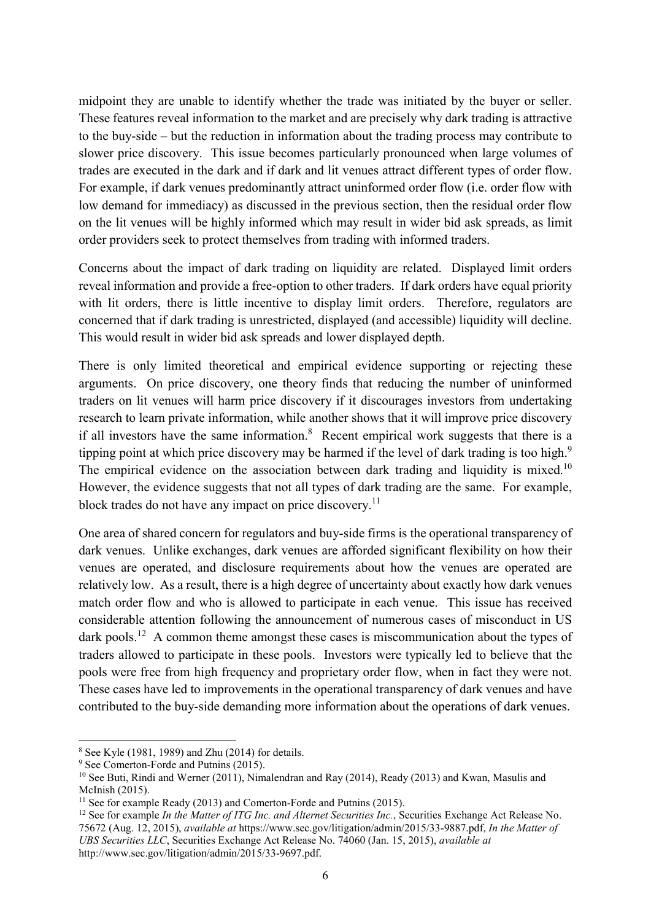midpoint they are unable to identify whether the trade was initiated by the buyer or seller. These features reveal information to the market and are precisely why dark trading is attractive to the buy-side – but the reduction in information about the trading process may contribute to slower price discovery. This issue becomes particularly pronounced when large volumes of trades are executed in the dark and if dark and lit venues attract different types of order flow. For example, if dark venues predominantly attract uninformed order flow (i.e. order flow with low demand for immediacy) as discussed in the previous section, then the residual order flow on the lit venues will be highly informed which may result in wider bid ask spreads, as limit order providers seek to protect themselves from trading with informed traders.

Concerns about the impact of dark trading on liquidity are related. Displayed limit orders reveal information and provide a free-option to other traders. If dark orders have equal priority with lit orders, there is little incentive to display limit orders. Therefore, regulators are concerned that if dark trading is unrestricted, displayed (and accessible) liquidity will decline. This would result in wider bid ask spreads and lower displayed depth.

There is only limited theoretical and empirical evidence supporting or rejecting these arguments. On price discovery, one theory finds that reducing the number of uninformed traders on lit venues will harm price discovery if it discourages investors from undertaking research to learn private information, while another shows that it will improve price discovery if all investors have the same information.[8] Recent empirical work suggests that there is a tipping point at which price discovery may be harmed if the level of dark trading is too high.[9] The empirical evidence on the association between dark trading and liquidity is mixed.[10] However, the evidence suggests that not all types of dark trading are the same. For example, block trades do not have any impact on price discovery.[11]

One area of shared concern for regulators and buy-side firms is the operational transparency of dark venues. Unlike exchanges, dark venues are afforded significant flexibility on how their venues are operated, and disclosure requirements about how the venues are operated are relatively low. As a result, there is a high degree of uncertainty about exactly how dark venues match order flow and who is allowed to participate in each venue. This issue has received considerable attention following the announcement of numerous cases of misconduct in US dark pools.[12] A common theme amongst these cases is miscommunication about the types of traders allowed to participate in these pools. Investors were typically led to believe that the pools were free from high frequency and proprietary order flow, when in fact they were not. These cases have led to improvements in the operational transparency of dark venues and have contributed to the buy-side demanding more information about the operations of dark venues.

---

[8] See Kyle (1981, 1989) and Zhu (2014) for details.

[9] See Comerton-Forde and Putnins (2015).

[10] See Buti, Rindi and Werner (2011), Nimalendran and Ray (2014), Ready (2013) and Kwan, Masulis and McInish (2015).

[11] See for example Ready (2013) and Comerton-Forde and Putnins (2015).

[12] See for example *In the Matter of ITG Inc. and Alternet Securities Inc.*, Securities Exchange Act Release No. 75672 (Aug. 12, 2015), *available at* https://www.sec.gov/litigation/admin/2015/33-9887.pdf, *In the Matter of UBS Securities LLC*, Securities Exchange Act Release No. 74060 (Jan. 15, 2015), *available at* http://www.sec.gov/litigation/admin/2015/33-9697.pdf.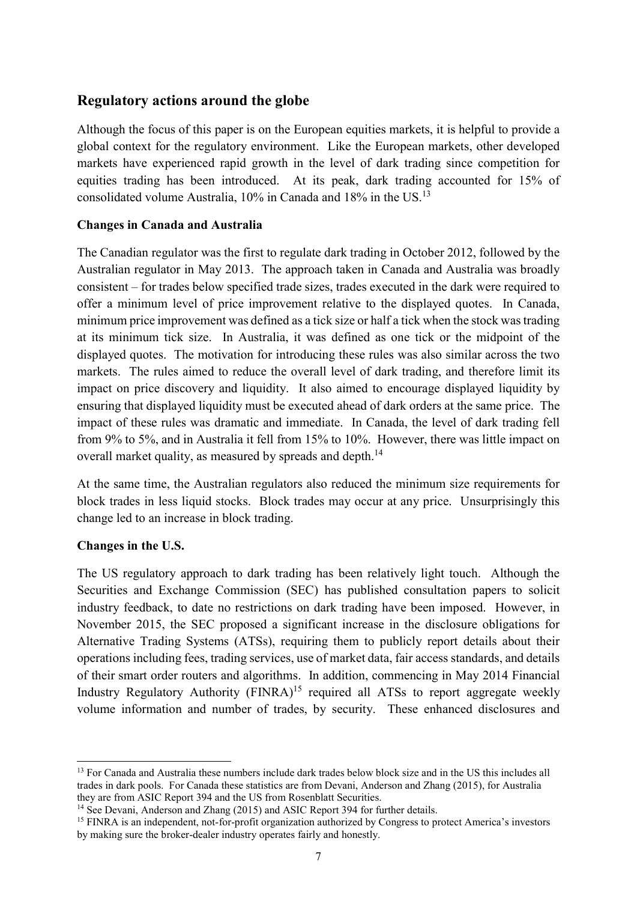## Regulatory actions around the globe

Although the focus of this paper is on the European equities markets, it is helpful to provide a global context for the regulatory environment. Like the European markets, other developed markets have experienced rapid growth in the level of dark trading since competition for equities trading has been introduced. At its peak, dark trading accounted for 15% of consolidated volume Australia, 10% in Canada and 18% in the US.[13]

### Changes in Canada and Australia

The Canadian regulator was the first to regulate dark trading in October 2012, followed by the Australian regulator in May 2013. The approach taken in Canada and Australia was broadly consistent – for trades below specified trade sizes, trades executed in the dark were required to offer a minimum level of price improvement relative to the displayed quotes. In Canada, minimum price improvement was defined as a tick size or half a tick when the stock was trading at its minimum tick size. In Australia, it was defined as one tick or the midpoint of the displayed quotes. The motivation for introducing these rules was also similar across the two markets. The rules aimed to reduce the overall level of dark trading, and therefore limit its impact on price discovery and liquidity. It also aimed to encourage displayed liquidity by ensuring that displayed liquidity must be executed ahead of dark orders at the same price. The impact of these rules was dramatic and immediate. In Canada, the level of dark trading fell from 9% to 5%, and in Australia it fell from 15% to 10%. However, there was little impact on overall market quality, as measured by spreads and depth.[14]

At the same time, the Australian regulators also reduced the minimum size requirements for block trades in less liquid stocks. Block trades may occur at any price. Unsurprisingly this change led to an increase in block trading.

### Changes in the U.S.

The US regulatory approach to dark trading has been relatively light touch. Although the Securities and Exchange Commission (SEC) has published consultation papers to solicit industry feedback, to date no restrictions on dark trading have been imposed. However, in November 2015, the SEC proposed a significant increase in the disclosure obligations for Alternative Trading Systems (ATSs), requiring them to publicly report details about their operations including fees, trading services, use of market data, fair access standards, and details of their smart order routers and algorithms. In addition, commencing in May 2014 Financial Industry Regulatory Authority (FINRA)[15] required all ATSs to report aggregate weekly volume information and number of trades, by security. These enhanced disclosures and

---

[13] For Canada and Australia these numbers include dark trades below block size and in the US this includes all trades in dark pools. For Canada these statistics are from Devani, Anderson and Zhang (2015), for Australia they are from ASIC Report 394 and the US from Rosenblatt Securities.

[14] See Devani, Anderson and Zhang (2015) and ASIC Report 394 for further details.

[15] FINRA is an independent, not-for-profit organization authorized by Congress to protect America's investors by making sure the broker-dealer industry operates fairly and honestly.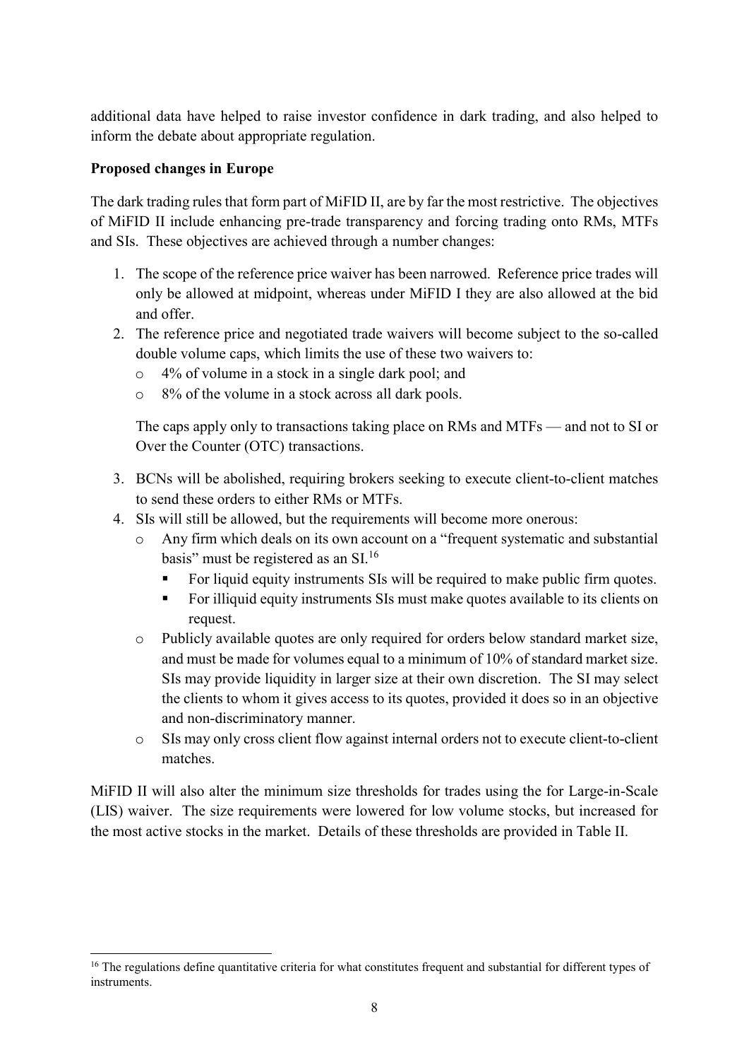additional data have helped to raise investor confidence in dark trading, and also helped to inform the debate about appropriate regulation.

**Proposed changes in Europe**

The dark trading rules that form part of MiFID II, are by far the most restrictive. The objectives of MiFID II include enhancing pre-trade transparency and forcing trading onto RMs, MTFs and SIs. These objectives are achieved through a number changes:

1. The scope of the reference price waiver has been narrowed. Reference price trades will only be allowed at midpoint, whereas under MiFID I they are also allowed at the bid and offer.
2. The reference price and negotiated trade waivers will become subject to the so-called double volume caps, which limits the use of these two waivers to:
   - 4% of volume in a stock in a single dark pool; and
   - 8% of the volume in a stock across all dark pools.

   The caps apply only to transactions taking place on RMs and MTFs — and not to SI or Over the Counter (OTC) transactions.
3. BCNs will be abolished, requiring brokers seeking to execute client-to-client matches to send these orders to either RMs or MTFs.
4. SIs will still be allowed, but the requirements will become more onerous:
   - Any firm which deals on its own account on a "frequent systematic and substantial basis" must be registered as an SI.[16]
     - For liquid equity instruments SIs will be required to make public firm quotes.
     - For illiquid equity instruments SIs must make quotes available to its clients on request.
   - Publicly available quotes are only required for orders below standard market size, and must be made for volumes equal to a minimum of 10% of standard market size. SIs may provide liquidity in larger size at their own discretion. The SI may select the clients to whom it gives access to its quotes, provided it does so in an objective and non-discriminatory manner.
   - SIs may only cross client flow against internal orders not to execute client-to-client matches.

MiFID II will also alter the minimum size thresholds for trades using the for Large-in-Scale (LIS) waiver. The size requirements were lowered for low volume stocks, but increased for the most active stocks in the market. Details of these thresholds are provided in Table II.

[16] The regulations define quantitative criteria for what constitutes frequent and substantial for different types of instruments.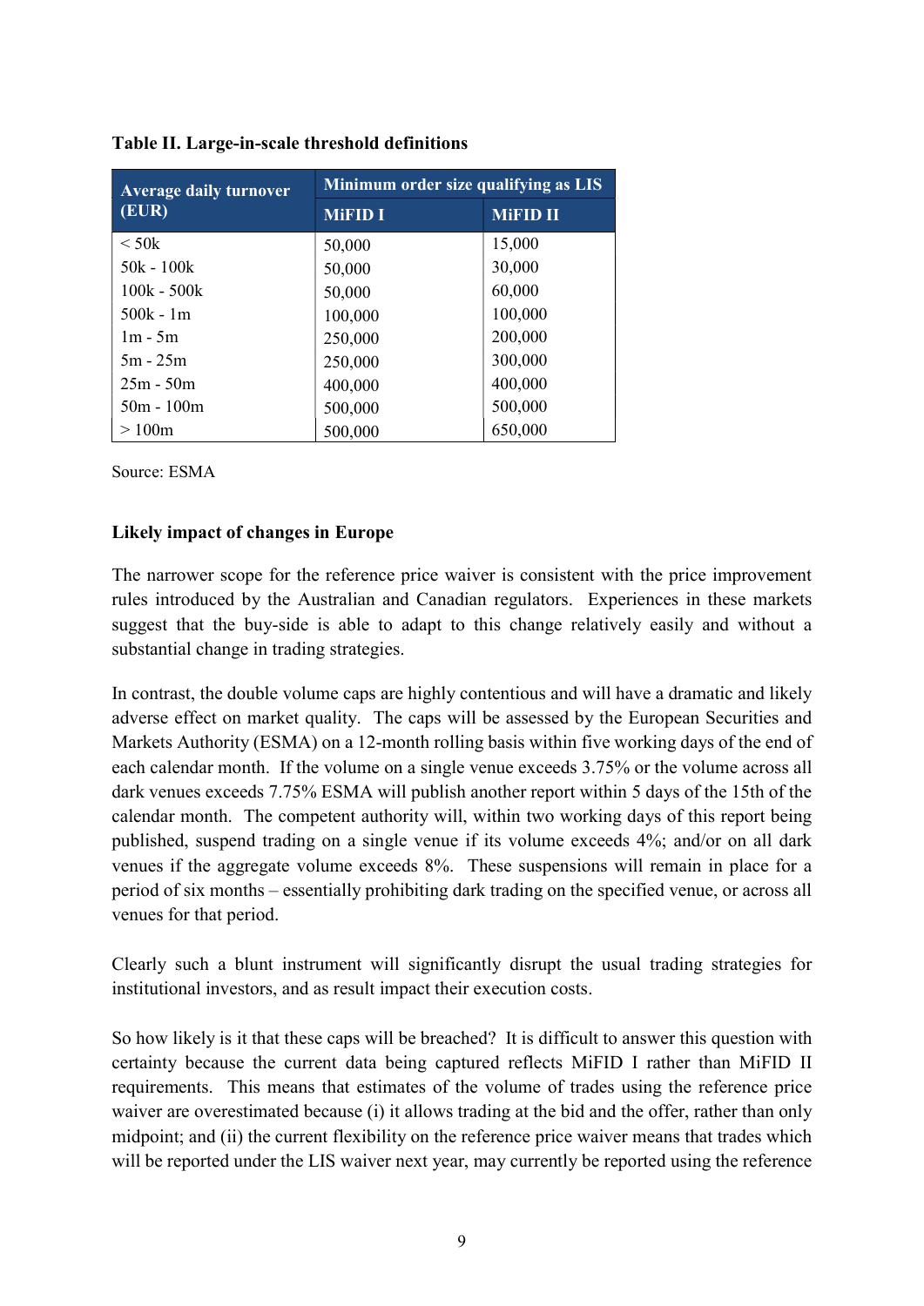**Table II. Large-in-scale threshold definitions**

| Average daily turnover (EUR) | Minimum order size qualifying as LIS | |
|---|---|---|
| | MiFID I | MiFID II |
| < 50k | 50,000 | 15,000 |
| 50k - 100k | 50,000 | 30,000 |
| 100k - 500k | 50,000 | 60,000 |
| 500k - 1m | 100,000 | 100,000 |
| 1m - 5m | 250,000 | 200,000 |
| 5m - 25m | 250,000 | 300,000 |
| 25m - 50m | 400,000 | 400,000 |
| 50m - 100m | 500,000 | 500,000 |
| > 100m | 500,000 | 650,000 |

Source: ESMA

**Likely impact of changes in Europe**

The narrower scope for the reference price waiver is consistent with the price improvement rules introduced by the Australian and Canadian regulators. Experiences in these markets suggest that the buy-side is able to adapt to this change relatively easily and without a substantial change in trading strategies.

In contrast, the double volume caps are highly contentious and will have a dramatic and likely adverse effect on market quality. The caps will be assessed by the European Securities and Markets Authority (ESMA) on a 12-month rolling basis within five working days of the end of each calendar month. If the volume on a single venue exceeds 3.75% or the volume across all dark venues exceeds 7.75% ESMA will publish another report within 5 days of the 15th of the calendar month. The competent authority will, within two working days of this report being published, suspend trading on a single venue if its volume exceeds 4%; and/or on all dark venues if the aggregate volume exceeds 8%. These suspensions will remain in place for a period of six months – essentially prohibiting dark trading on the specified venue, or across all venues for that period.

Clearly such a blunt instrument will significantly disrupt the usual trading strategies for institutional investors, and as result impact their execution costs.

So how likely is it that these caps will be breached? It is difficult to answer this question with certainty because the current data being captured reflects MiFID I rather than MiFID II requirements. This means that estimates of the volume of trades using the reference price waiver are overestimated because (i) it allows trading at the bid and the offer, rather than only midpoint; and (ii) the current flexibility on the reference price waiver means that trades which will be reported under the LIS waiver next year, may currently be reported using the reference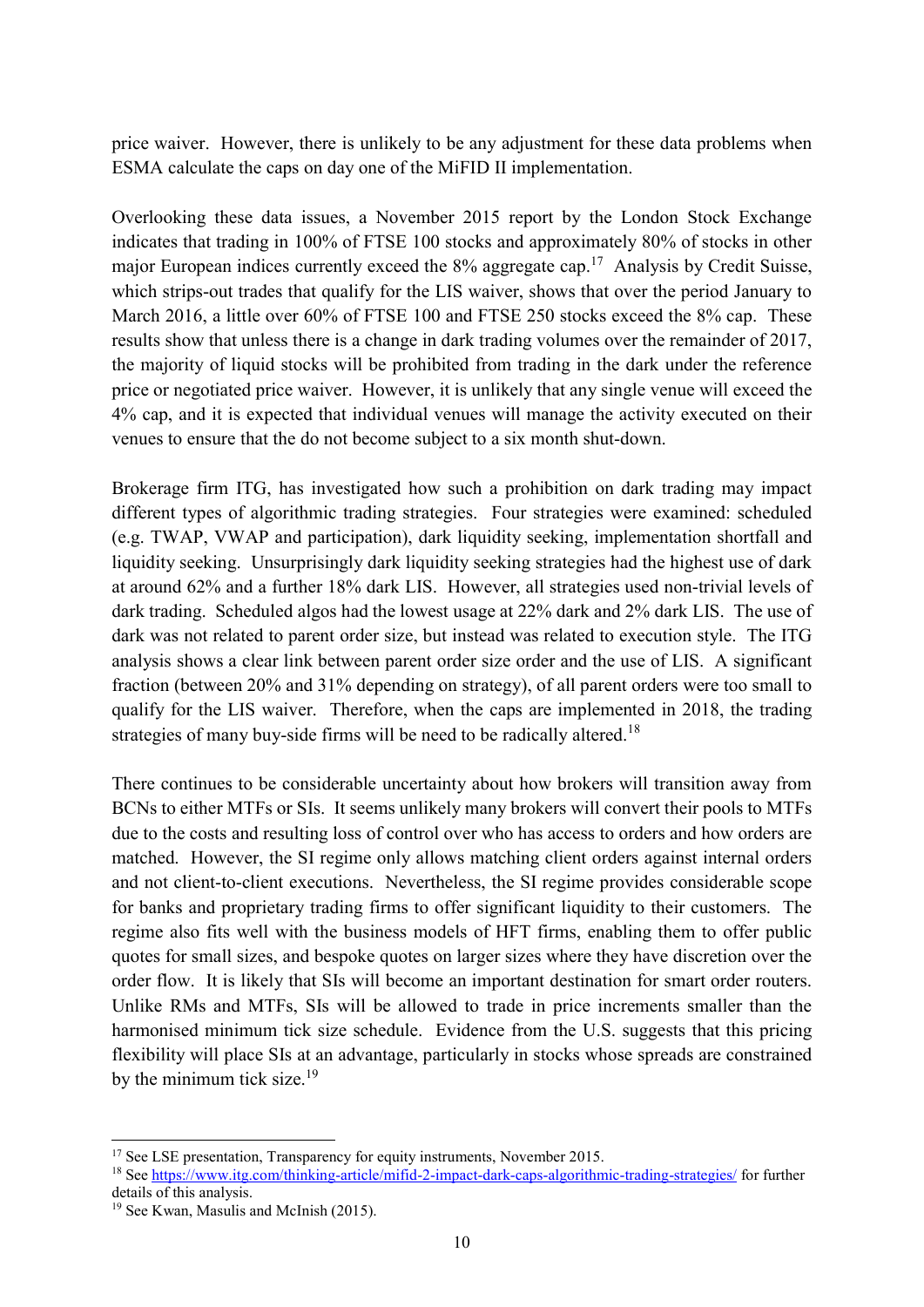price waiver. However, there is unlikely to be any adjustment for these data problems when ESMA calculate the caps on day one of the MiFID II implementation.

Overlooking these data issues, a November 2015 report by the London Stock Exchange indicates that trading in 100% of FTSE 100 stocks and approximately 80% of stocks in other major European indices currently exceed the 8% aggregate cap.[17] Analysis by Credit Suisse, which strips-out trades that qualify for the LIS waiver, shows that over the period January to March 2016, a little over 60% of FTSE 100 and FTSE 250 stocks exceed the 8% cap. These results show that unless there is a change in dark trading volumes over the remainder of 2017, the majority of liquid stocks will be prohibited from trading in the dark under the reference price or negotiated price waiver. However, it is unlikely that any single venue will exceed the 4% cap, and it is expected that individual venues will manage the activity executed on their venues to ensure that the do not become subject to a six month shut-down.

Brokerage firm ITG, has investigated how such a prohibition on dark trading may impact different types of algorithmic trading strategies. Four strategies were examined: scheduled (e.g. TWAP, VWAP and participation), dark liquidity seeking, implementation shortfall and liquidity seeking. Unsurprisingly dark liquidity seeking strategies had the highest use of dark at around 62% and a further 18% dark LIS. However, all strategies used non-trivial levels of dark trading. Scheduled algos had the lowest usage at 22% dark and 2% dark LIS. The use of dark was not related to parent order size, but instead was related to execution style. The ITG analysis shows a clear link between parent order size order and the use of LIS. A significant fraction (between 20% and 31% depending on strategy), of all parent orders were too small to qualify for the LIS waiver. Therefore, when the caps are implemented in 2018, the trading strategies of many buy-side firms will be need to be radically altered.[18]

There continues to be considerable uncertainty about how brokers will transition away from BCNs to either MTFs or SIs. It seems unlikely many brokers will convert their pools to MTFs due to the costs and resulting loss of control over who has access to orders and how orders are matched. However, the SI regime only allows matching client orders against internal orders and not client-to-client executions. Nevertheless, the SI regime provides considerable scope for banks and proprietary trading firms to offer significant liquidity to their customers. The regime also fits well with the business models of HFT firms, enabling them to offer public quotes for small sizes, and bespoke quotes on larger sizes where they have discretion over the order flow. It is likely that SIs will become an important destination for smart order routers. Unlike RMs and MTFs, SIs will be allowed to trade in price increments smaller than the harmonised minimum tick size schedule. Evidence from the U.S. suggests that this pricing flexibility will place SIs at an advantage, particularly in stocks whose spreads are constrained by the minimum tick size.[19]

---

[17] See LSE presentation, Transparency for equity instruments, November 2015.

[18] See https://www.itg.com/thinking-article/mifid-2-impact-dark-caps-algorithmic-trading-strategies/ for further details of this analysis.

[19] See Kwan, Masulis and McInish (2015).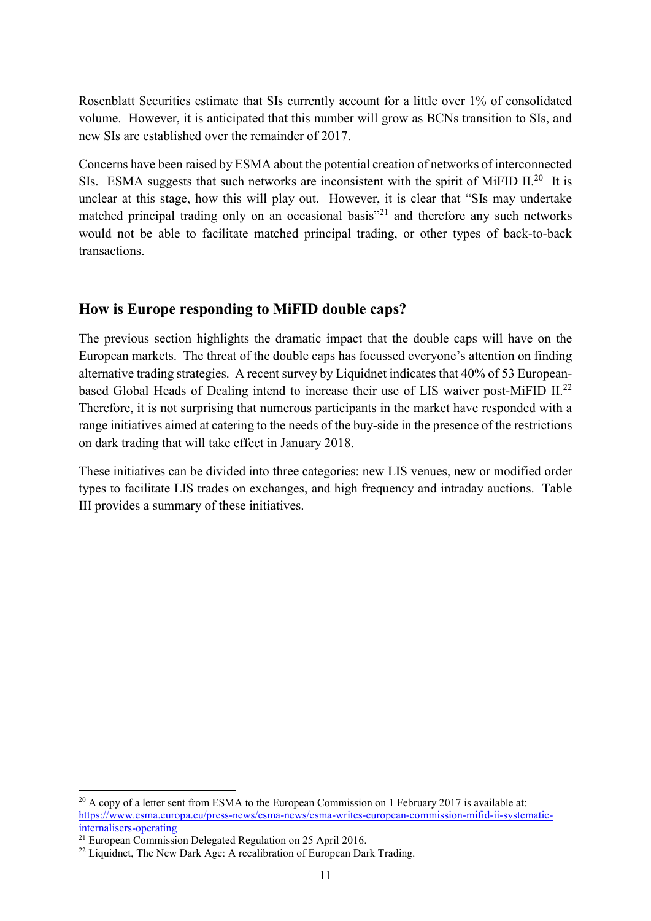Rosenblatt Securities estimate that SIs currently account for a little over 1% of consolidated volume. However, it is anticipated that this number will grow as BCNs transition to SIs, and new SIs are established over the remainder of 2017.

Concerns have been raised by ESMA about the potential creation of networks of interconnected SIs. ESMA suggests that such networks are inconsistent with the spirit of MiFID II.[20] It is unclear at this stage, how this will play out. However, it is clear that "SIs may undertake matched principal trading only on an occasional basis"[21] and therefore any such networks would not be able to facilitate matched principal trading, or other types of back-to-back transactions.

## How is Europe responding to MiFID double caps?

The previous section highlights the dramatic impact that the double caps will have on the European markets. The threat of the double caps has focussed everyone's attention on finding alternative trading strategies. A recent survey by Liquidnet indicates that 40% of 53 European-based Global Heads of Dealing intend to increase their use of LIS waiver post-MiFID II.[22] Therefore, it is not surprising that numerous participants in the market have responded with a range initiatives aimed at catering to the needs of the buy-side in the presence of the restrictions on dark trading that will take effect in January 2018.

These initiatives can be divided into three categories: new LIS venues, new or modified order types to facilitate LIS trades on exchanges, and high frequency and intraday auctions. Table III provides a summary of these initiatives.

---

[20] A copy of a letter sent from ESMA to the European Commission on 1 February 2017 is available at: https://www.esma.europa.eu/press-news/esma-news/esma-writes-european-commission-mifid-ii-systematic-internalisers-operating

[21] European Commission Delegated Regulation on 25 April 2016.

[22] Liquidnet, The New Dark Age: A recalibration of European Dark Trading.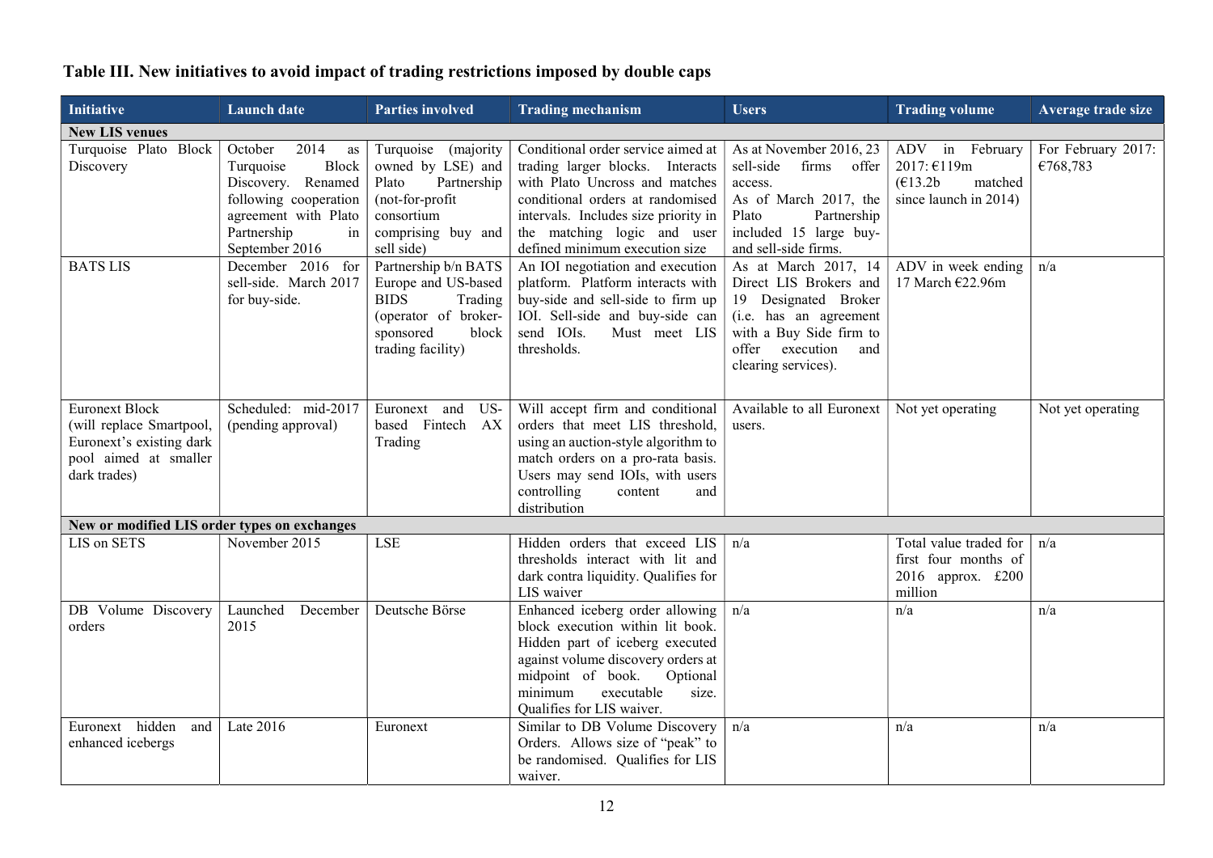**Table III. New initiatives to avoid impact of trading restrictions imposed by double caps**

| Initiative | Launch date | Parties involved | Trading mechanism | Users | Trading volume | Average trade size |
|---|---|---|---|---|---|---|
| **New LIS venues** | | | | | | |
| Turquoise Plato Block Discovery | October 2014 as Turquoise Block Discovery. Renamed following cooperation agreement with Plato Partnership in September 2016 | Turquoise (majority owned by LSE) and Plato Partnership (not-for-profit consortium comprising buy and sell side) | Conditional order service aimed at trading larger blocks. Interacts with Plato Uncross and matches conditional orders at randomised intervals. Includes size priority in the matching logic and user defined minimum execution size | As at November 2016, 23 sell-side firms offer access. As of March 2017, the Plato Partnership included 15 large buy- and sell-side firms. | ADV in February 2017: €119m (€13.2b matched since launch in 2014) | For February 2017: €768,783 |
| BATS LIS | December 2016 for sell-side. March 2017 for buy-side. | Partnership b/n BATS Europe and US-based BIDS Trading (operator of broker-sponsored block trading facility) | An IOI negotiation and execution platform. Platform interacts with buy-side and sell-side to firm up IOI. Sell-side and buy-side can send IOIs. Must meet LIS thresholds. | As at March 2017, 14 Direct LIS Brokers and 19 Designated Broker (i.e. has an agreement with a Buy Side firm to offer execution and clearing services). | ADV in week ending 17 March €22.96m | n/a |
| Euronext Block (will replace Smartpool, Euronext's existing dark pool aimed at smaller dark trades) | Scheduled: mid-2017 (pending approval) | Euronext and US-based Fintech AX Trading | Will accept firm and conditional orders that meet LIS threshold, using an auction-style algorithm to match orders on a pro-rata basis. Users may send IOIs, with users controlling content and distribution | Available to all Euronext users. | Not yet operating | Not yet operating |
| **New or modified LIS order types on exchanges** | | | | | | |
| LIS on SETS | November 2015 | LSE | Hidden orders that exceed LIS thresholds interact with lit and dark contra liquidity. Qualifies for LIS waiver | n/a | Total value traded for first four months of 2016 approx. £200 million | n/a |
| DB Volume Discovery orders | Launched December 2015 | Deutsche Börse | Enhanced iceberg order allowing block execution within lit book. Hidden part of iceberg executed against volume discovery orders at midpoint of book. Optional minimum executable size. Qualifies for LIS waiver. | n/a | n/a | n/a |
| Euronext hidden and enhanced icebergs | Late 2016 | Euronext | Similar to DB Volume Discovery Orders. Allows size of "peak" to be randomised. Qualifies for LIS waiver. | n/a | n/a | n/a |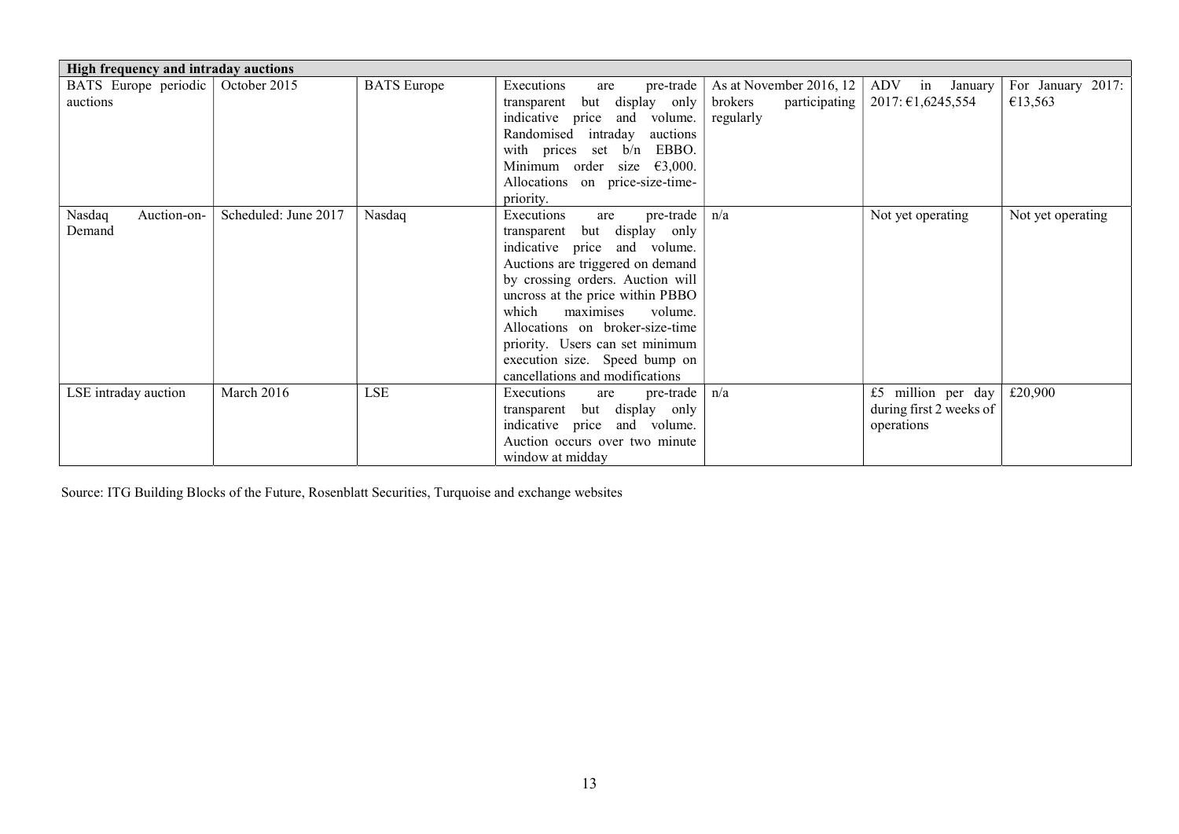| High frequency and intraday auctions | | | | | | |
|---|---|---|---|---|---|---|
| BATS Europe periodic auctions | October 2015 | BATS Europe | Executions are pre-trade transparent but display only indicative price and volume. Randomised intraday auctions with prices set b/n EBBO. Minimum order size €3,000. Allocations on price-size-time-priority. | As at November 2016, 12 brokers participating regularly | ADV in January 2017: €1,6245,554 | For January 2017: €13,563 |
| Nasdaq Auction-on-Demand | Scheduled: June 2017 | Nasdaq | Executions are pre-trade transparent but display only indicative price and volume. Auctions are triggered on demand by crossing orders. Auction will uncross at the price within PBBO which maximises volume. Allocations on broker-size-time priority. Users can set minimum execution size. Speed bump on cancellations and modifications | n/a | Not yet operating | Not yet operating |
| LSE intraday auction | March 2016 | LSE | Executions are pre-trade transparent but display only indicative price and volume. Auction occurs over two minute window at midday | n/a | £5 million per day during first 2 weeks of operations | £20,900 |

Source: ITG Building Blocks of the Future, Rosenblatt Securities, Turquoise and exchange websites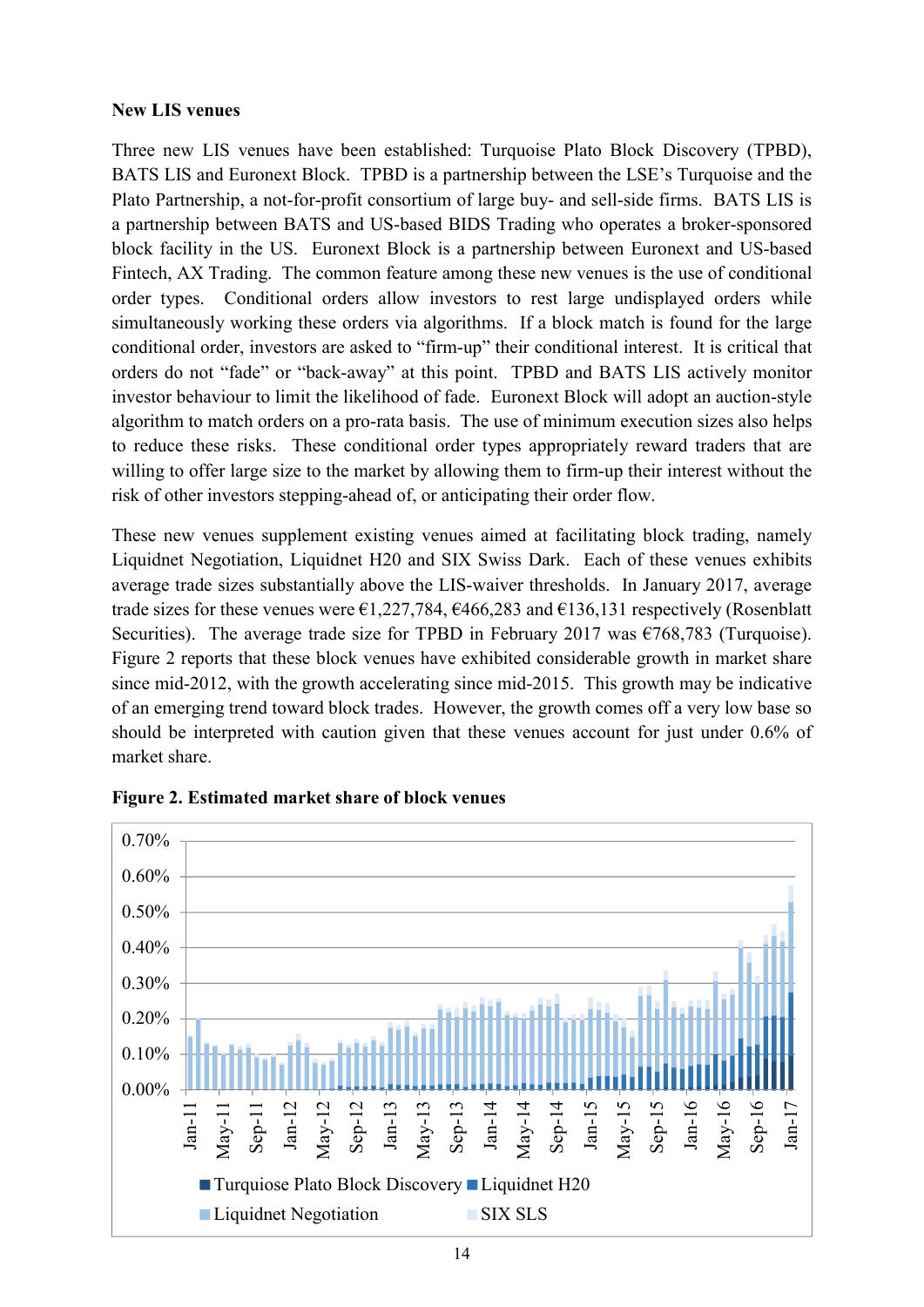**New LIS venues**

Three new LIS venues have been established: Turquoise Plato Block Discovery (TPBD), BATS LIS and Euronext Block. TPBD is a partnership between the LSE's Turquoise and the Plato Partnership, a not-for-profit consortium of large buy- and sell-side firms. BATS LIS is a partnership between BATS and US-based BIDS Trading who operates a broker-sponsored block facility in the US. Euronext Block is a partnership between Euronext and US-based Fintech, AX Trading. The common feature among these new venues is the use of conditional order types. Conditional orders allow investors to rest large undisplayed orders while simultaneously working these orders via algorithms. If a block match is found for the large conditional order, investors are asked to "firm-up" their conditional interest. It is critical that orders do not "fade" or "back-away" at this point. TPBD and BATS LIS actively monitor investor behaviour to limit the likelihood of fade. Euronext Block will adopt an auction-style algorithm to match orders on a pro-rata basis. The use of minimum execution sizes also helps to reduce these risks. These conditional order types appropriately reward traders that are willing to offer large size to the market by allowing them to firm-up their interest without the risk of other investors stepping-ahead of, or anticipating their order flow.

These new venues supplement existing venues aimed at facilitating block trading, namely Liquidnet Negotiation, Liquidnet H20 and SIX Swiss Dark. Each of these venues exhibits average trade sizes substantially above the LIS-waiver thresholds. In January 2017, average trade sizes for these venues were €1,227,784, €466,283 and €136,131 respectively (Rosenblatt Securities). The average trade size for TPBD in February 2017 was €768,783 (Turquoise). Figure 2 reports that these block venues have exhibited considerable growth in market share since mid-2012, with the growth accelerating since mid-2015. This growth may be indicative of an emerging trend toward block trades. However, the growth comes off a very low base so should be interpreted with caution given that these venues account for just under 0.6% of market share.

**Figure 2. Estimated market share of block venues**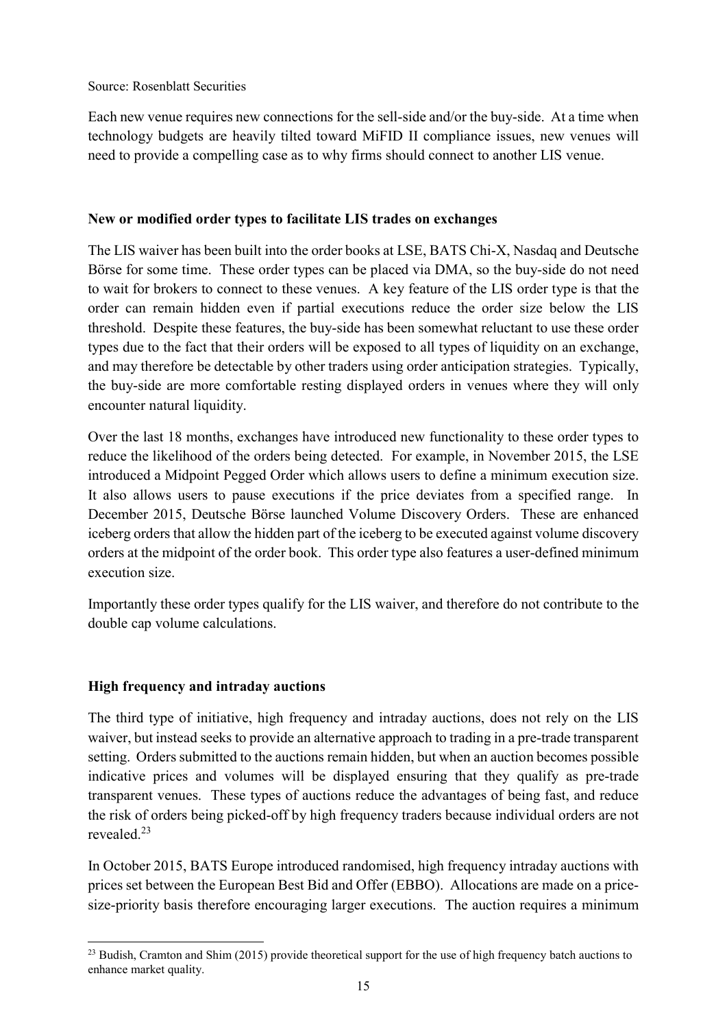Source: Rosenblatt Securities

Each new venue requires new connections for the sell-side and/or the buy-side. At a time when technology budgets are heavily tilted toward MiFID II compliance issues, new venues will need to provide a compelling case as to why firms should connect to another LIS venue.

**New or modified order types to facilitate LIS trades on exchanges**

The LIS waiver has been built into the order books at LSE, BATS Chi-X, Nasdaq and Deutsche Börse for some time. These order types can be placed via DMA, so the buy-side do not need to wait for brokers to connect to these venues. A key feature of the LIS order type is that the order can remain hidden even if partial executions reduce the order size below the LIS threshold. Despite these features, the buy-side has been somewhat reluctant to use these order types due to the fact that their orders will be exposed to all types of liquidity on an exchange, and may therefore be detectable by other traders using order anticipation strategies. Typically, the buy-side are more comfortable resting displayed orders in venues where they will only encounter natural liquidity.

Over the last 18 months, exchanges have introduced new functionality to these order types to reduce the likelihood of the orders being detected. For example, in November 2015, the LSE introduced a Midpoint Pegged Order which allows users to define a minimum execution size. It also allows users to pause executions if the price deviates from a specified range. In December 2015, Deutsche Börse launched Volume Discovery Orders. These are enhanced iceberg orders that allow the hidden part of the iceberg to be executed against volume discovery orders at the midpoint of the order book. This order type also features a user-defined minimum execution size.

Importantly these order types qualify for the LIS waiver, and therefore do not contribute to the double cap volume calculations.

**High frequency and intraday auctions**

The third type of initiative, high frequency and intraday auctions, does not rely on the LIS waiver, but instead seeks to provide an alternative approach to trading in a pre-trade transparent setting. Orders submitted to the auctions remain hidden, but when an auction becomes possible indicative prices and volumes will be displayed ensuring that they qualify as pre-trade transparent venues. These types of auctions reduce the advantages of being fast, and reduce the risk of orders being picked-off by high frequency traders because individual orders are not revealed.[23]

In October 2015, BATS Europe introduced randomised, high frequency intraday auctions with prices set between the European Best Bid and Offer (EBBO). Allocations are made on a price-size-priority basis therefore encouraging larger executions. The auction requires a minimum

[23] Budish, Cramton and Shim (2015) provide theoretical support for the use of high frequency batch auctions to enhance market quality.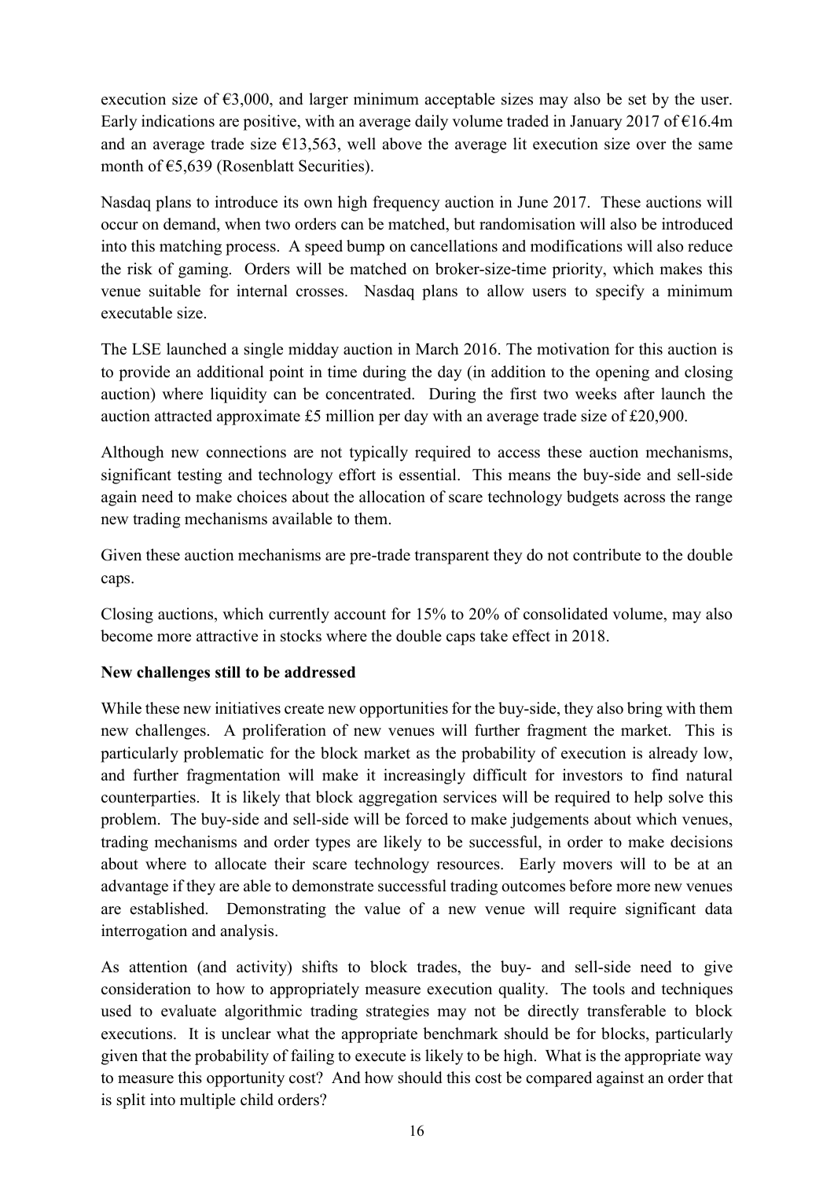execution size of €3,000, and larger minimum acceptable sizes may also be set by the user. Early indications are positive, with an average daily volume traded in January 2017 of €16.4m and an average trade size €13,563, well above the average lit execution size over the same month of €5,639 (Rosenblatt Securities).

Nasdaq plans to introduce its own high frequency auction in June 2017. These auctions will occur on demand, when two orders can be matched, but randomisation will also be introduced into this matching process. A speed bump on cancellations and modifications will also reduce the risk of gaming. Orders will be matched on broker-size-time priority, which makes this venue suitable for internal crosses. Nasdaq plans to allow users to specify a minimum executable size.

The LSE launched a single midday auction in March 2016. The motivation for this auction is to provide an additional point in time during the day (in addition to the opening and closing auction) where liquidity can be concentrated. During the first two weeks after launch the auction attracted approximate £5 million per day with an average trade size of £20,900.

Although new connections are not typically required to access these auction mechanisms, significant testing and technology effort is essential. This means the buy-side and sell-side again need to make choices about the allocation of scare technology budgets across the range new trading mechanisms available to them.

Given these auction mechanisms are pre-trade transparent they do not contribute to the double caps.

Closing auctions, which currently account for 15% to 20% of consolidated volume, may also become more attractive in stocks where the double caps take effect in 2018.

**New challenges still to be addressed**

While these new initiatives create new opportunities for the buy-side, they also bring with them new challenges. A proliferation of new venues will further fragment the market. This is particularly problematic for the block market as the probability of execution is already low, and further fragmentation will make it increasingly difficult for investors to find natural counterparties. It is likely that block aggregation services will be required to help solve this problem. The buy-side and sell-side will be forced to make judgements about which venues, trading mechanisms and order types are likely to be successful, in order to make decisions about where to allocate their scare technology resources. Early movers will to be at an advantage if they are able to demonstrate successful trading outcomes before more new venues are established. Demonstrating the value of a new venue will require significant data interrogation and analysis.

As attention (and activity) shifts to block trades, the buy- and sell-side need to give consideration to how to appropriately measure execution quality. The tools and techniques used to evaluate algorithmic trading strategies may not be directly transferable to block executions. It is unclear what the appropriate benchmark should be for blocks, particularly given that the probability of failing to execute is likely to be high. What is the appropriate way to measure this opportunity cost? And how should this cost be compared against an order that is split into multiple child orders?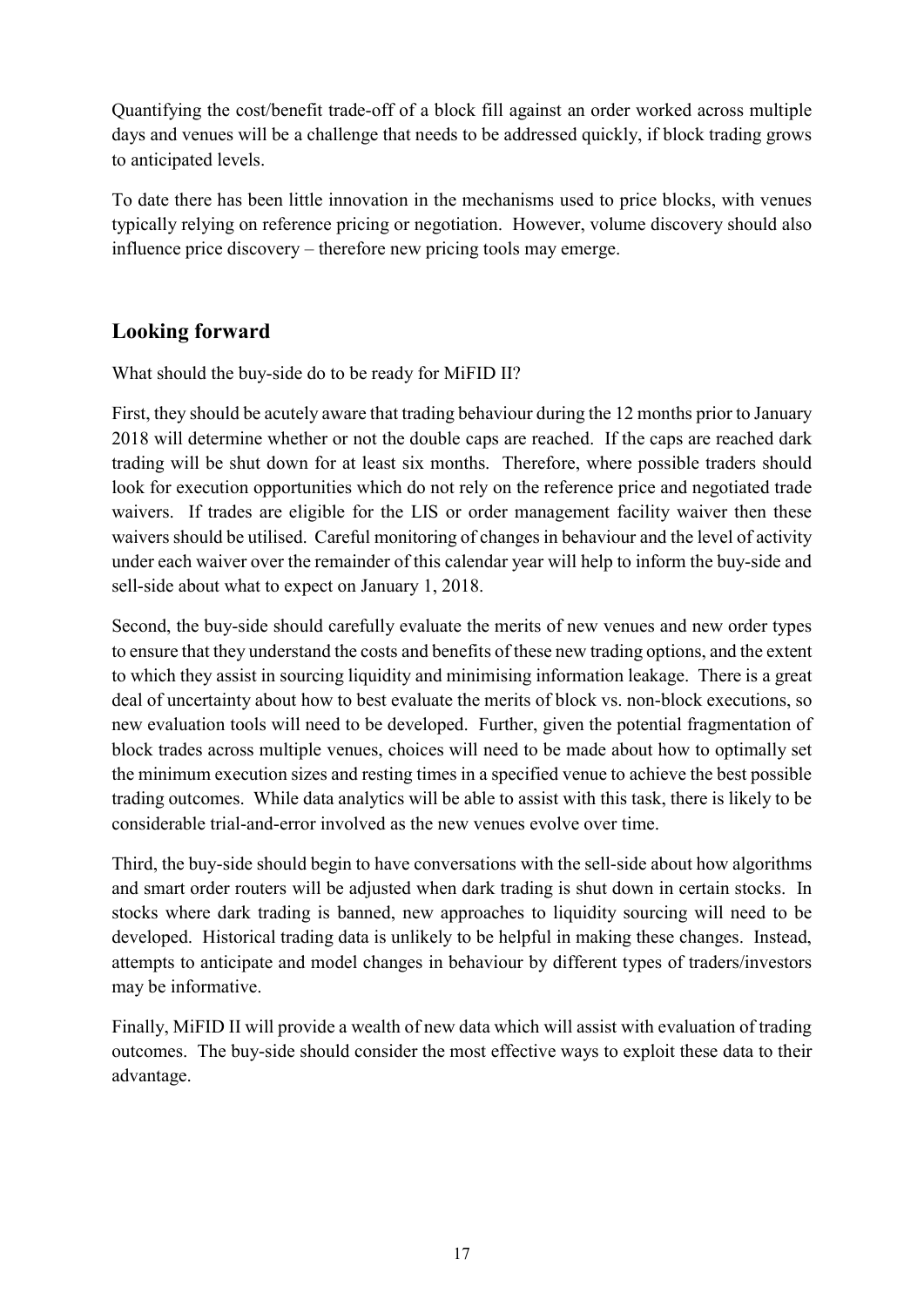Quantifying the cost/benefit trade-off of a block fill against an order worked across multiple days and venues will be a challenge that needs to be addressed quickly, if block trading grows to anticipated levels.

To date there has been little innovation in the mechanisms used to price blocks, with venues typically relying on reference pricing or negotiation. However, volume discovery should also influence price discovery – therefore new pricing tools may emerge.

## Looking forward

What should the buy-side do to be ready for MiFID II?

First, they should be acutely aware that trading behaviour during the 12 months prior to January 2018 will determine whether or not the double caps are reached. If the caps are reached dark trading will be shut down for at least six months. Therefore, where possible traders should look for execution opportunities which do not rely on the reference price and negotiated trade waivers. If trades are eligible for the LIS or order management facility waiver then these waivers should be utilised. Careful monitoring of changes in behaviour and the level of activity under each waiver over the remainder of this calendar year will help to inform the buy-side and sell-side about what to expect on January 1, 2018.

Second, the buy-side should carefully evaluate the merits of new venues and new order types to ensure that they understand the costs and benefits of these new trading options, and the extent to which they assist in sourcing liquidity and minimising information leakage. There is a great deal of uncertainty about how to best evaluate the merits of block vs. non-block executions, so new evaluation tools will need to be developed. Further, given the potential fragmentation of block trades across multiple venues, choices will need to be made about how to optimally set the minimum execution sizes and resting times in a specified venue to achieve the best possible trading outcomes. While data analytics will be able to assist with this task, there is likely to be considerable trial-and-error involved as the new venues evolve over time.

Third, the buy-side should begin to have conversations with the sell-side about how algorithms and smart order routers will be adjusted when dark trading is shut down in certain stocks. In stocks where dark trading is banned, new approaches to liquidity sourcing will need to be developed. Historical trading data is unlikely to be helpful in making these changes. Instead, attempts to anticipate and model changes in behaviour by different types of traders/investors may be informative.

Finally, MiFID II will provide a wealth of new data which will assist with evaluation of trading outcomes. The buy-side should consider the most effective ways to exploit these data to their advantage.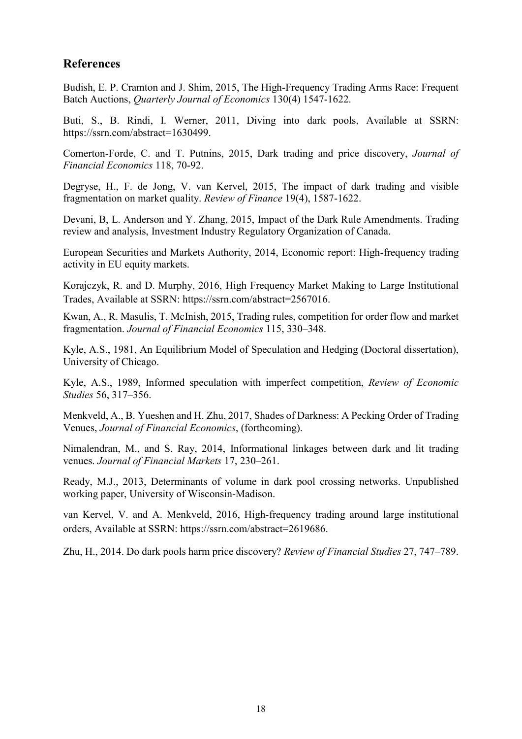## References

Budish, E. P. Cramton and J. Shim, 2015, The High-Frequency Trading Arms Race: Frequent Batch Auctions, *Quarterly Journal of Economics* 130(4) 1547-1622.

Buti, S., B. Rindi, I. Werner, 2011, Diving into dark pools, Available at SSRN: https://ssrn.com/abstract=1630499.

Comerton-Forde, C. and T. Putnins, 2015, Dark trading and price discovery, *Journal of Financial Economics* 118, 70-92.

Degryse, H., F. de Jong, V. van Kervel, 2015, The impact of dark trading and visible fragmentation on market quality. *Review of Finance* 19(4), 1587-1622.

Devani, B, L. Anderson and Y. Zhang, 2015, Impact of the Dark Rule Amendments. Trading review and analysis, Investment Industry Regulatory Organization of Canada.

European Securities and Markets Authority, 2014, Economic report: High-frequency trading activity in EU equity markets.

Korajczyk, R. and D. Murphy, 2016, High Frequency Market Making to Large Institutional Trades, Available at SSRN: https://ssrn.com/abstract=2567016.

Kwan, A., R. Masulis, T. McInish, 2015, Trading rules, competition for order flow and market fragmentation. *Journal of Financial Economics* 115, 330–348.

Kyle, A.S., 1981, An Equilibrium Model of Speculation and Hedging (Doctoral dissertation), University of Chicago.

Kyle, A.S., 1989, Informed speculation with imperfect competition, *Review of Economic Studies* 56, 317–356.

Menkveld, A., B. Yueshen and H. Zhu, 2017, Shades of Darkness: A Pecking Order of Trading Venues, *Journal of Financial Economics*, (forthcoming).

Nimalendran, M., and S. Ray, 2014, Informational linkages between dark and lit trading venues. *Journal of Financial Markets* 17, 230–261.

Ready, M.J., 2013, Determinants of volume in dark pool crossing networks. Unpublished working paper, University of Wisconsin-Madison.

van Kervel, V. and A. Menkveld, 2016, High-frequency trading around large institutional orders, Available at SSRN: https://ssrn.com/abstract=2619686.

Zhu, H., 2014. Do dark pools harm price discovery? *Review of Financial Studies* 27, 747–789.